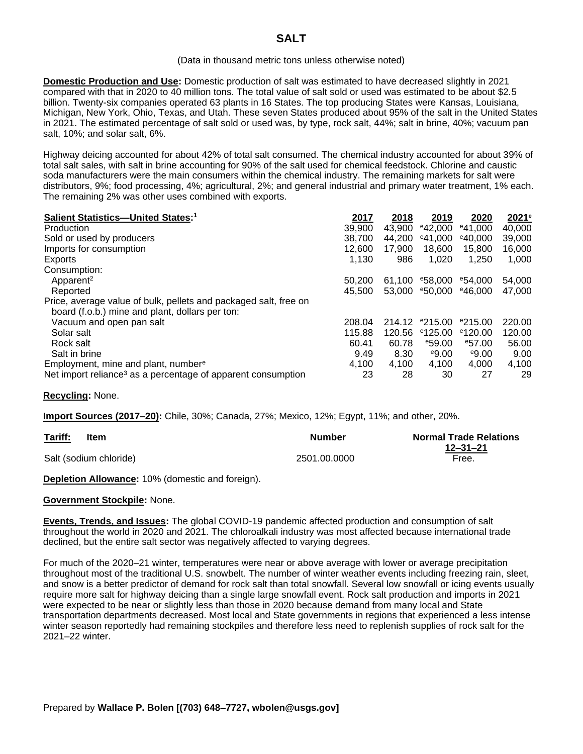# SALT

(Data in thousand metric tons unless otherwise noted)

**Domestic Production and Use:** Domestic production of salt was estimated to have decreased slightly in 2021 compared with that in 2020 to 40 million tons. The total value of salt sold or used was estimated to be about $2.5 billion. Twenty-six companies operated 63 plants in 16 States. The top producing States were Kansas, Louisiana, Michigan, New York, Ohio, Texas, and Utah. These seven States produced about 95% of the salt in the United States in 2021. The estimated percentage of salt sold or used was, by type, rock salt, 44%; salt in brine, 40%; vacuum pan salt, 10%; and solar salt, 6%.

Highway deicing accounted for about 42% of total salt consumed. The chemical industry accounted for about 39% of total salt sales, with salt in brine accounting for 90% of the salt used for chemical feedstock. Chlorine and caustic soda manufacturers were the main consumers within the chemical industry. The remaining markets for salt were distributors, 9%; food processing, 4%; agricultural, 2%; and general industrial and primary water treatment, 1% each. The remaining 2% was other uses combined with exports.

| Salient Statistics—United States:[1] | 2017 | 2018 | 2019 | 2020 | 2021[e] |
|---|---|---|---|---|---|
| Production | 39,900 | 43,900 | [e]42,000 | [e]41,000 | 40,000 |
| Sold or used by producers | 38,700 | 44,200 | [e]41,000 | [e]40,000 | 39,000 |
| Imports for consumption | 12,600 | 17,900 | 18,600 | 15,800 | 16,000 |
| Exports | 1,130 | 986 | 1,020 | 1,250 | 1,000 |
| Consumption: | | | | | |
| Apparent[2] | 50,200 | 61,100 | [e]58,000 | [e]54,000 | 54,000 |
| Reported | 45,500 | 53,000 | [e]50,000 | [e]46,000 | 47,000 |
| Price, average value of bulk, pellets and packaged salt, free on board (f.o.b.) mine and plant, dollars per ton: | | | | | |
| Vacuum and open pan salt | 208.04 | 214.12 | [e]215.00 | [e]215.00 | 220.00 |
| Solar salt | 115.88 | 120.56 | [e]125.00 | [e]120.00 | 120.00 |
| Rock salt | 60.41 | 60.78 | [e]59.00 | [e]57.00 | 56.00 |
| Salt in brine | 9.49 | 8.30 | [e]9.00 | [e]9.00 | 9.00 |
| Employment, mine and plant, number[e] | 4,100 | 4,100 | 4,100 | 4,000 | 4,100 |
| Net import reliance[3] as a percentage of apparent consumption | 23 | 28 | 30 | 27 | 29 |

**Recycling:** None.

**Import Sources (2017–20):** Chile, 30%; Canada, 27%; Mexico, 12%; Egypt, 11%; and other, 20%.

| Tariff: Item | Number | Normal Trade Relations 12–31–21 |
|---|---|---|
| Salt (sodium chloride) | 2501.00.0000 | Free. |

**Depletion Allowance:** 10% (domestic and foreign).

**Government Stockpile:** None.

**Events, Trends, and Issues:** The global COVID-19 pandemic affected production and consumption of salt throughout the world in 2020 and 2021. The chloroalkali industry was most affected because international trade declined, but the entire salt sector was negatively affected to varying degrees.

For much of the 2020–21 winter, temperatures were near or above average with lower or average precipitation throughout most of the traditional U.S. snowbelt. The number of winter weather events including freezing rain, sleet, and snow is a better predictor of demand for rock salt than total snowfall. Several low snowfall or icing events usually require more salt for highway deicing than a single large snowfall event. Rock salt production and imports in 2021 were expected to be near or slightly less than those in 2020 because demand from many local and State transportation departments decreased. Most local and State governments in regions that experienced a less intense winter season reportedly had remaining stockpiles and therefore less need to replenish supplies of rock salt for the 2021–22 winter.

Prepared by **Wallace P. Bolen [(703) 648–7727, wbolen@usgs.gov]**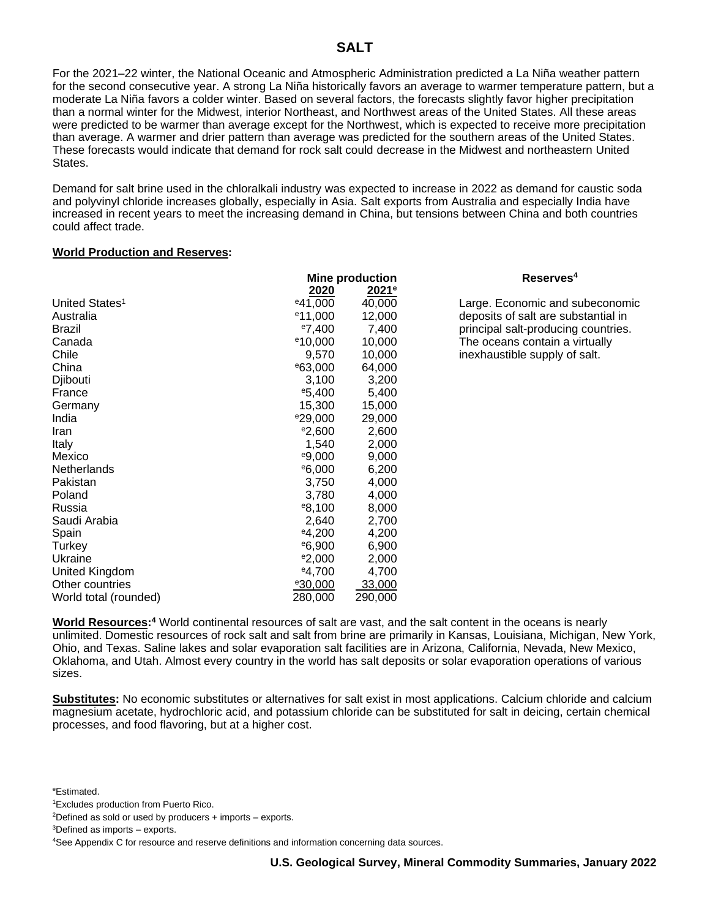# SALT

For the 2021–22 winter, the National Oceanic and Atmospheric Administration predicted a La Niña weather pattern for the second consecutive year. A strong La Niña historically favors an average to warmer temperature pattern, but a moderate La Niña favors a colder winter. Based on several factors, the forecasts slightly favor higher precipitation than a normal winter for the Midwest, interior Northeast, and Northwest areas of the United States. All these areas were predicted to be warmer than average except for the Northwest, which is expected to receive more precipitation than average. A warmer and drier pattern than average was predicted for the southern areas of the United States. These forecasts would indicate that demand for rock salt could decrease in the Midwest and northeastern United States.

Demand for salt brine used in the chloralkali industry was expected to increase in 2022 as demand for caustic soda and polyvinyl chloride increases globally, especially in Asia. Salt exports from Australia and especially India have increased in recent years to meet the increasing demand in China, but tensions between China and both countries could affect trade.

**World Production and Reserves:**

| | Mine production | | Reserves[4] |
|---|---|---|---|
| | 2020 | 2021[e] | |
| United States[1] | [e]41,000 | 40,000 | Large. Economic and subeconomic deposits of salt are substantial in principal salt-producing countries. The oceans contain a virtually inexhaustible supply of salt. |
| Australia | [e]11,000 | 12,000 | |
| Brazil | [e]7,400 | 7,400 | |
| Canada | [e]10,000 | 10,000 | |
| Chile | 9,570 | 10,000 | |
| China | [e]63,000 | 64,000 | |
| Djibouti | 3,100 | 3,200 | |
| France | [e]5,400 | 5,400 | |
| Germany | 15,300 | 15,000 | |
| India | [e]29,000 | 29,000 | |
| Iran | [e]2,600 | 2,600 | |
| Italy | 1,540 | 2,000 | |
| Mexico | [e]9,000 | 9,000 | |
| Netherlands | [e]6,000 | 6,200 | |
| Pakistan | 3,750 | 4,000 | |
| Poland | 3,780 | 4,000 | |
| Russia | [e]8,100 | 8,000 | |
| Saudi Arabia | 2,640 | 2,700 | |
| Spain | [e]4,200 | 4,200 | |
| Turkey | [e]6,900 | 6,900 | |
| Ukraine | [e]2,000 | 2,000 | |
| United Kingdom | [e]4,700 | 4,700 | |
| Other countries | [e]30,000 | 33,000 | |
| World total (rounded) | 280,000 | 290,000 | |

**World Resources:**[4] World continental resources of salt are vast, and the salt content in the oceans is nearly unlimited. Domestic resources of rock salt and salt from brine are primarily in Kansas, Louisiana, Michigan, New York, Ohio, and Texas. Saline lakes and solar evaporation salt facilities are in Arizona, California, Nevada, New Mexico, Oklahoma, and Utah. Almost every country in the world has salt deposits or solar evaporation operations of various sizes.

**Substitutes:** No economic substitutes or alternatives for salt exist in most applications. Calcium chloride and calcium magnesium acetate, hydrochloric acid, and potassium chloride can be substituted for salt in deicing, certain chemical processes, and food flavoring, but at a higher cost.

[e]Estimated.
[1]Excludes production from Puerto Rico.
[2]Defined as sold or used by producers + imports – exports.
[3]Defined as imports – exports.
[4]See Appendix C for resource and reserve definitions and information concerning data sources.